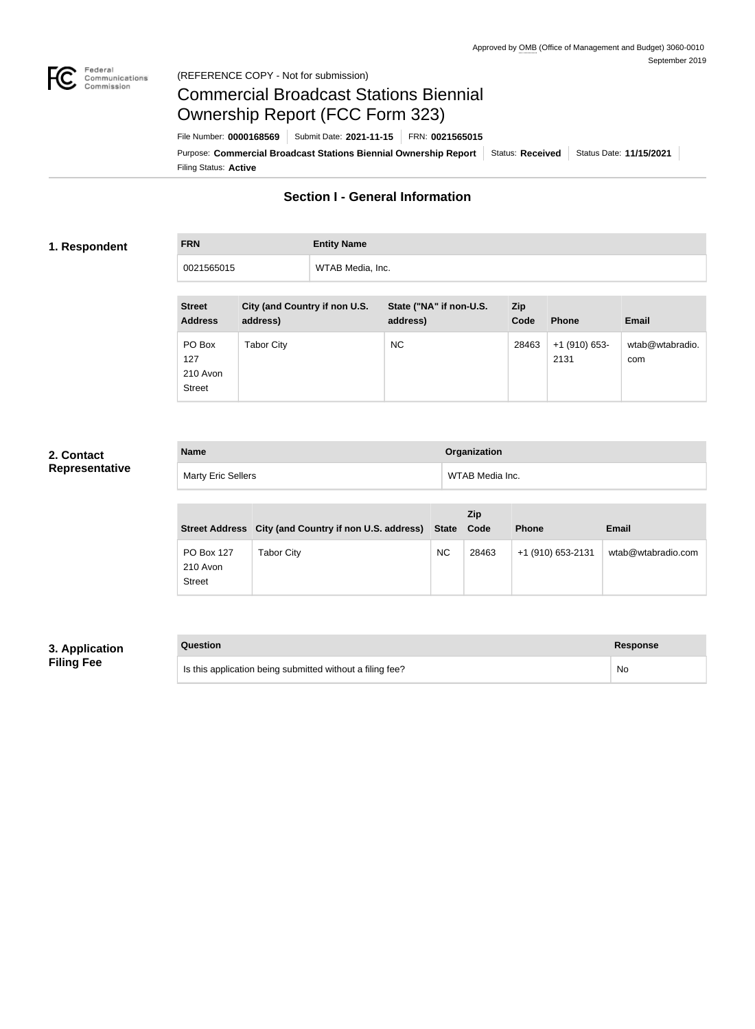Approved by OMB (Office of Management and Budget) 3060-0010
September 2019

(REFERENCE COPY - Not for submission)

# Commercial Broadcast Stations Biennial Ownership Report (FCC Form 323)

File Number: **0000168569** | Submit Date: **2021-11-15** | FRN: **0021565015**

Purpose: **Commercial Broadcast Stations Biennial Ownership Report** | Status: **Received** | Status Date: **11/15/2021**

Filing Status: **Active**

## Section I - General Information

### 1. Respondent

| FRN | Entity Name |
| --- | --- |
| 0021565015 | WTAB Media, Inc. |

| Street Address | City (and Country if non U.S. address) | State ("NA" if non-U.S. address) | Zip Code | Phone | Email |
| --- | --- | --- | --- | --- | --- |
| PO Box 127 210 Avon Street | Tabor City | NC | 28463 | +1 (910) 653-2131 | wtab@wtabradio.com |

### 2. Contact Representative

| Name | Organization |
| --- | --- |
| Marty Eric Sellers | WTAB Media Inc. |

| Street Address | City (and Country if non U.S. address) | State | Zip Code | Phone | Email |
| --- | --- | --- | --- | --- | --- |
| PO Box 127 210 Avon Street | Tabor City | NC | 28463 | +1 (910) 653-2131 | wtab@wtabradio.com |

### 3. Application Filing Fee

| Question | Response |
| --- | --- |
| Is this application being submitted without a filing fee? | No |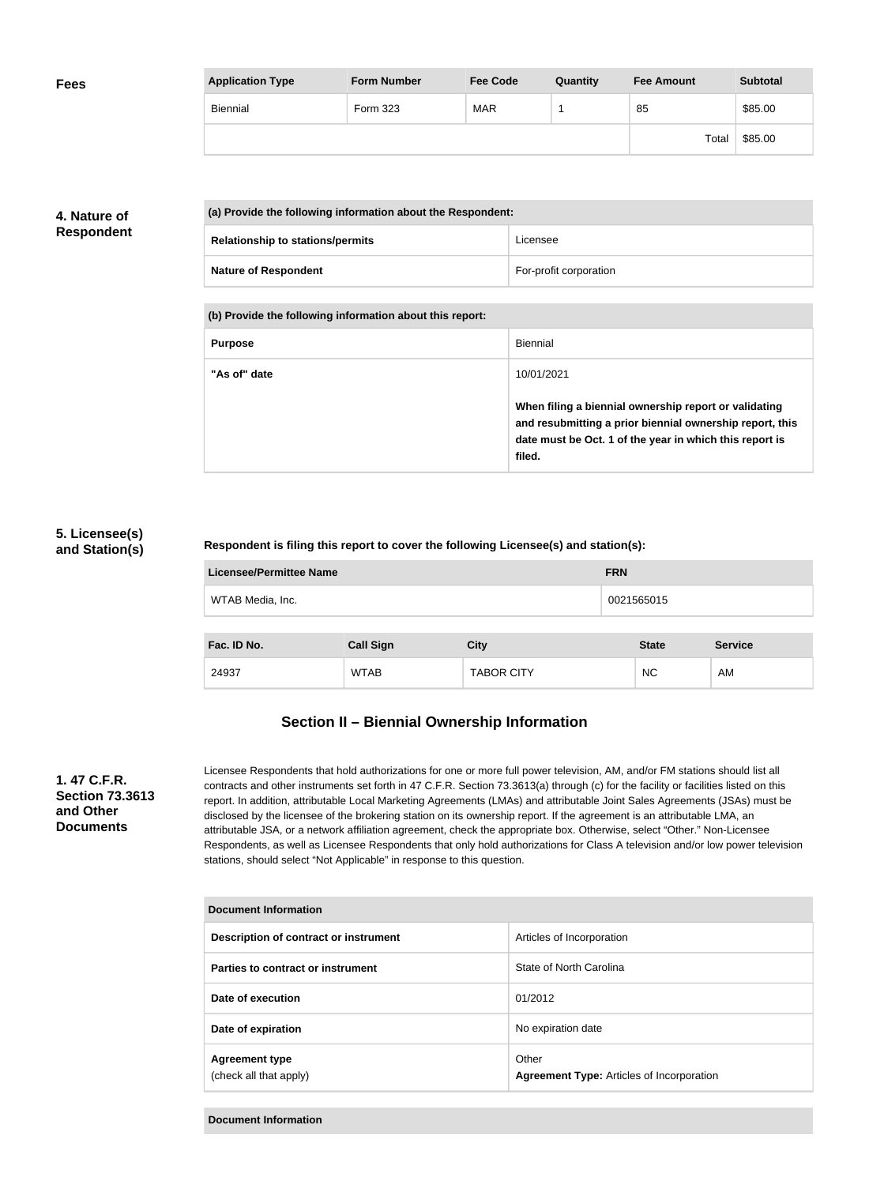**Fees**

| Application Type | Form Number | Fee Code | Quantity | Fee Amount | Subtotal |
|---|---|---|---|---|---|
| Biennial | Form 323 | MAR | 1 | 85 | $85.00 |
| | | | | Total | $85.00 |

**4. Nature of Respondent**

| (a) Provide the following information about the Respondent: | |
|---|---|
| **Relationship to stations/permits** | Licensee |
| **Nature of Respondent** | For-profit corporation |

| (b) Provide the following information about this report: | |
|---|---|
| **Purpose** | Biennial |
| **"As of" date** | 10/01/2021<br><br>**When filing a biennial ownership report or validating and resubmitting a prior biennial ownership report, this date must be Oct. 1 of the year in which this report is filed.** |

**5. Licensee(s) and Station(s)**

**Respondent is filing this report to cover the following Licensee(s) and station(s):**

| Licensee/Permittee Name | FRN |
|---|---|
| WTAB Media, Inc. | 0021565015 |

| Fac. ID No. | Call Sign | City | State | Service |
|---|---|---|---|---|
| 24937 | WTAB | TABOR CITY | NC | AM |

## Section II – Biennial Ownership Information

**1. 47 C.F.R. Section 73.3613 and Other Documents**

Licensee Respondents that hold authorizations for one or more full power television, AM, and/or FM stations should list all contracts and other instruments set forth in 47 C.F.R. Section 73.3613(a) through (c) for the facility or facilities listed on this report. In addition, attributable Local Marketing Agreements (LMAs) and attributable Joint Sales Agreements (JSAs) must be disclosed by the licensee of the brokering station on its ownership report. If the agreement is an attributable LMA, an attributable JSA, or a network affiliation agreement, check the appropriate box. Otherwise, select "Other." Non-Licensee Respondents, as well as Licensee Respondents that only hold authorizations for Class A television and/or low power television stations, should select "Not Applicable" in response to this question.

| Document Information | |
|---|---|
| **Description of contract or instrument** | Articles of Incorporation |
| **Parties to contract or instrument** | State of North Carolina |
| **Date of execution** | 01/2012 |
| **Date of expiration** | No expiration date |
| **Agreement type** (check all that apply) | Other<br>**Agreement Type:** Articles of Incorporation |

| Document Information |
|---|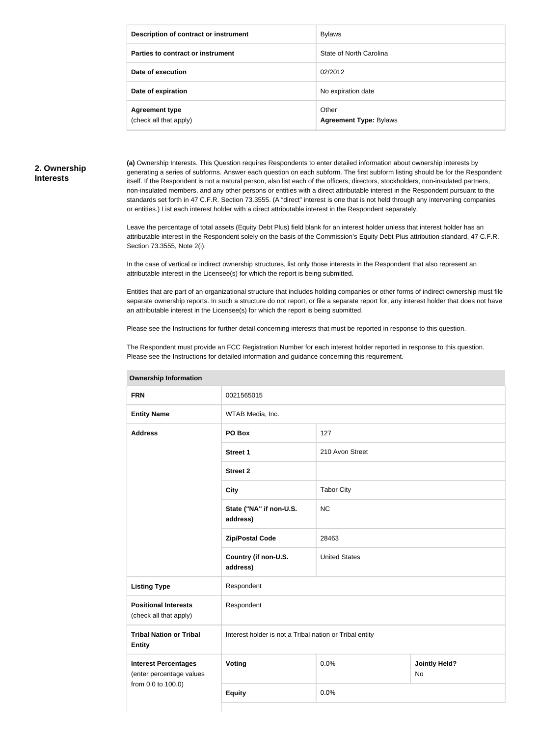| Description of contract or instrument | Bylaws |
|---|---|
| Parties to contract or instrument | State of North Carolina |
| Date of execution | 02/2012 |
| Date of expiration | No expiration date |
| Agreement type (check all that apply) | Other **Agreement Type:** Bylaws |

## 2. Ownership Interests

**(a)** Ownership Interests. This Question requires Respondents to enter detailed information about ownership interests by generating a series of subforms. Answer each question on each subform. The first subform listing should be for the Respondent itself. If the Respondent is not a natural person, also list each of the officers, directors, stockholders, non-insulated partners, non-insulated members, and any other persons or entities with a direct attributable interest in the Respondent pursuant to the standards set forth in 47 C.F.R. Section 73.3555. (A "direct" interest is one that is not held through any intervening companies or entities.) List each interest holder with a direct attributable interest in the Respondent separately.

Leave the percentage of total assets (Equity Debt Plus) field blank for an interest holder unless that interest holder has an attributable interest in the Respondent solely on the basis of the Commission's Equity Debt Plus attribution standard, 47 C.F.R. Section 73.3555, Note 2(i).

In the case of vertical or indirect ownership structures, list only those interests in the Respondent that also represent an attributable interest in the Licensee(s) for which the report is being submitted.

Entities that are part of an organizational structure that includes holding companies or other forms of indirect ownership must file separate ownership reports. In such a structure do not report, or file a separate report for, any interest holder that does not have an attributable interest in the Licensee(s) for which the report is being submitted.

Please see the Instructions for further detail concerning interests that must be reported in response to this question.

The Respondent must provide an FCC Registration Number for each interest holder reported in response to this question. Please see the Instructions for detailed information and guidance concerning this requirement.

| Ownership Information | | | |
|---|---|---|---|
| **FRN** | 0021565015 | | |
| **Entity Name** | WTAB Media, Inc. | | |
| **Address** | **PO Box** | 127 | |
| | **Street 1** | 210 Avon Street | |
| | **Street 2** | | |
| | **City** | Tabor City | |
| | **State ("NA" if non-U.S. address)** | NC | |
| | **Zip/Postal Code** | 28463 | |
| | **Country (if non-U.S. address)** | United States | |
| **Listing Type** | Respondent | | |
| **Positional Interests** (check all that apply) | Respondent | | |
| **Tribal Nation or Tribal Entity** | Interest holder is not a Tribal nation or Tribal entity | | |
| **Interest Percentages** (enter percentage values from 0.0 to 100.0) | **Voting** | 0.0% | **Jointly Held?** No |
| | **Equity** | 0.0% | |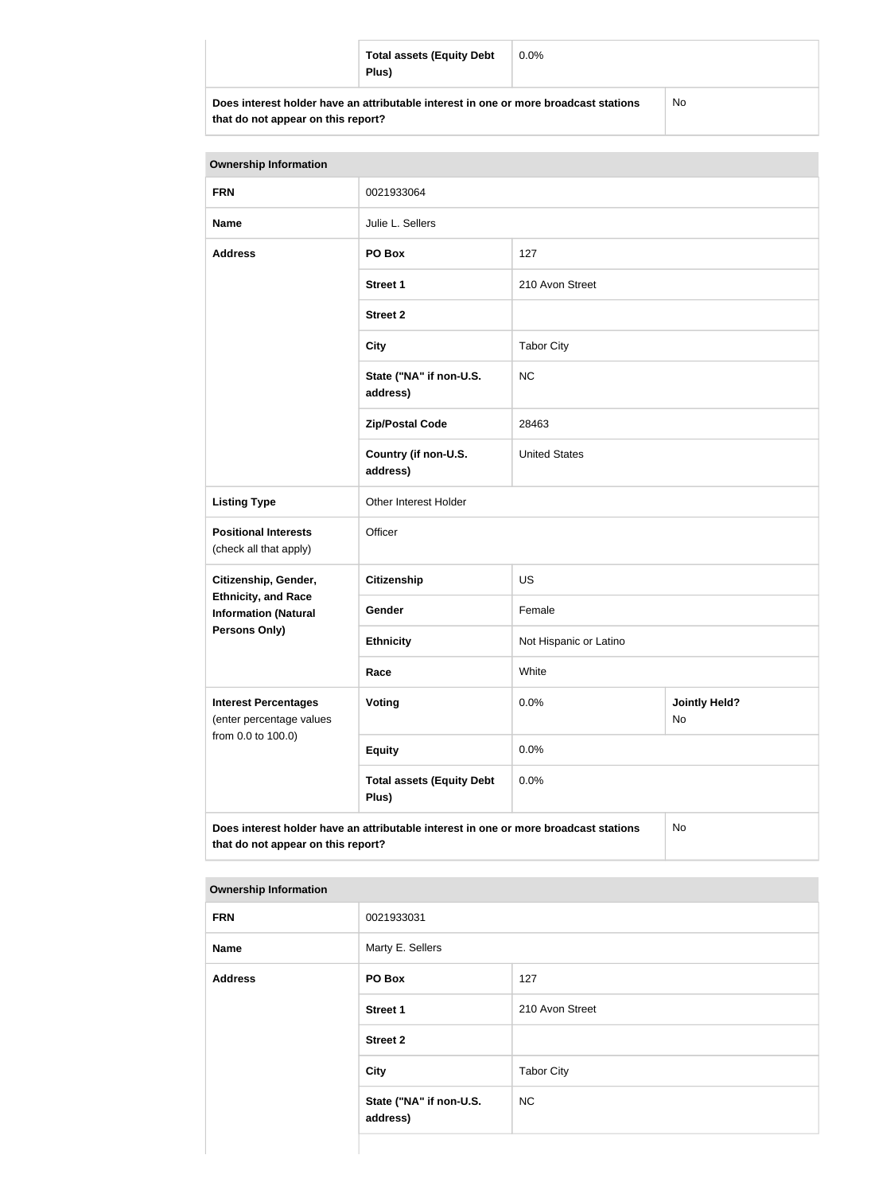| | Total assets (Equity Debt Plus) | 0.0% | |
|---|---|---|---|
| **Does interest holder have an attributable interest in one or more broadcast stations that do not appear on this report?** | | | No |

| Ownership Information | | | |
|---|---|---|---|
| **FRN** | 0021933064 | | |
| **Name** | Julie L. Sellers | | |
| **Address** | **PO Box** | 127 | |
| | **Street 1** | 210 Avon Street | |
| | **Street 2** | | |
| | **City** | Tabor City | |
| | **State ("NA" if non-U.S. address)** | NC | |
| | **Zip/Postal Code** | 28463 | |
| | **Country (if non-U.S. address)** | United States | |
| **Listing Type** | Other Interest Holder | | |
| **Positional Interests** (check all that apply) | Officer | | |
| **Citizenship, Gender, Ethnicity, and Race Information (Natural Persons Only)** | **Citizenship** | US | |
| | **Gender** | Female | |
| | **Ethnicity** | Not Hispanic or Latino | |
| | **Race** | White | |
| **Interest Percentages** (enter percentage values from 0.0 to 100.0) | **Voting** | 0.0% | **Jointly Held?** No |
| | **Equity** | 0.0% | |
| | **Total assets (Equity Debt Plus)** | 0.0% | |
| **Does interest holder have an attributable interest in one or more broadcast stations that do not appear on this report?** | | | No |

| Ownership Information | | |
|---|---|---|
| **FRN** | 0021933031 | |
| **Name** | Marty E. Sellers | |
| **Address** | **PO Box** | 127 |
| | **Street 1** | 210 Avon Street |
| | **Street 2** | |
| | **City** | Tabor City |
| | **State ("NA" if non-U.S. address)** | NC |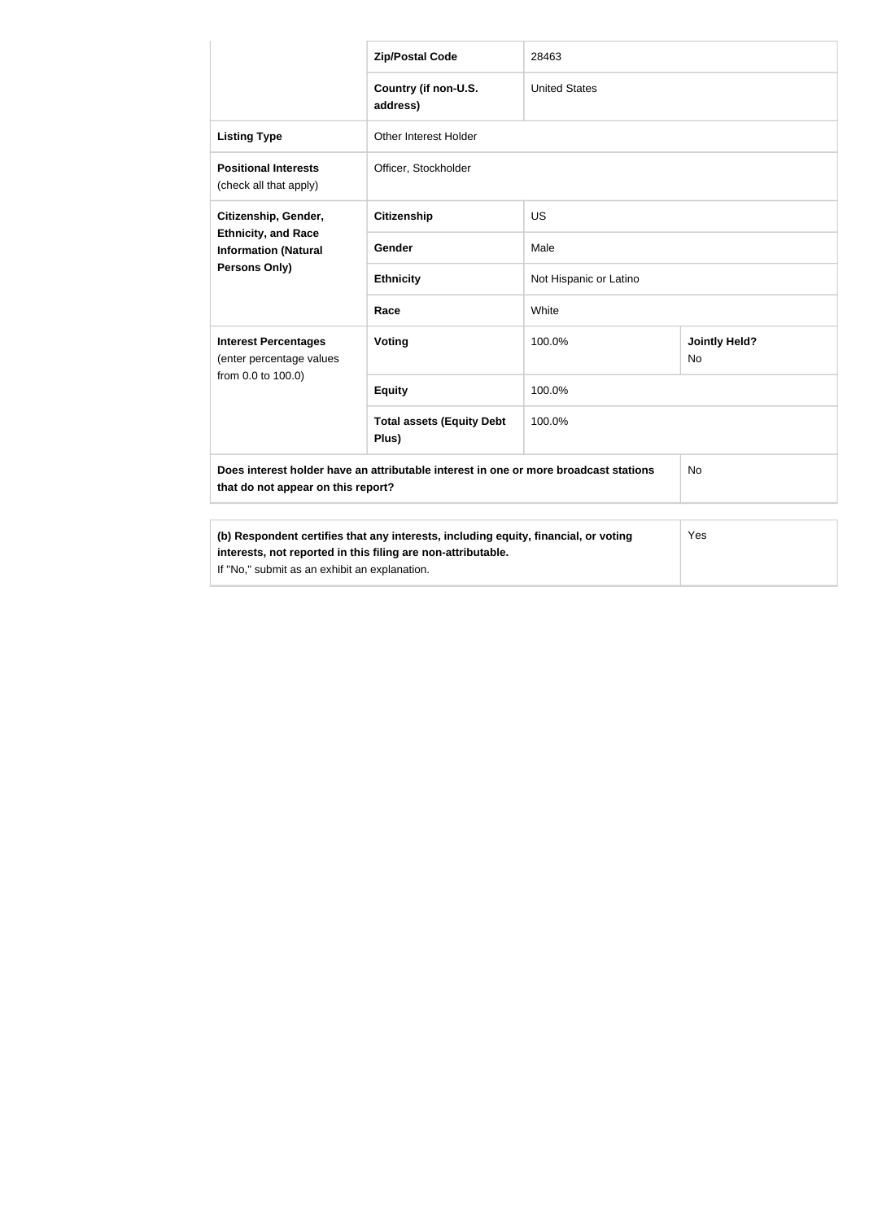| | | | |
|---|---|---|---|
| | **Zip/Postal Code** | 28463 | |
| | **Country (if non-U.S. address)** | United States | |
| **Listing Type** | Other Interest Holder | | |
| **Positional Interests** (check all that apply) | Officer, Stockholder | | |
| **Citizenship, Gender, Ethnicity, and Race Information (Natural Persons Only)** | **Citizenship** | US | |
| | **Gender** | Male | |
| | **Ethnicity** | Not Hispanic or Latino | |
| | **Race** | White | |
| **Interest Percentages** (enter percentage values from 0.0 to 100.0) | **Voting** | 100.0% | **Jointly Held?** No |
| | **Equity** | 100.0% | |
| | **Total assets (Equity Debt Plus)** | 100.0% | |
| **Does interest holder have an attributable interest in one or more broadcast stations that do not appear on this report?** | | | No |

| | |
|---|---|
| **(b) Respondent certifies that any interests, including equity, financial, or voting interests, not reported in this filing are non-attributable.** If "No," submit as an exhibit an explanation. | Yes |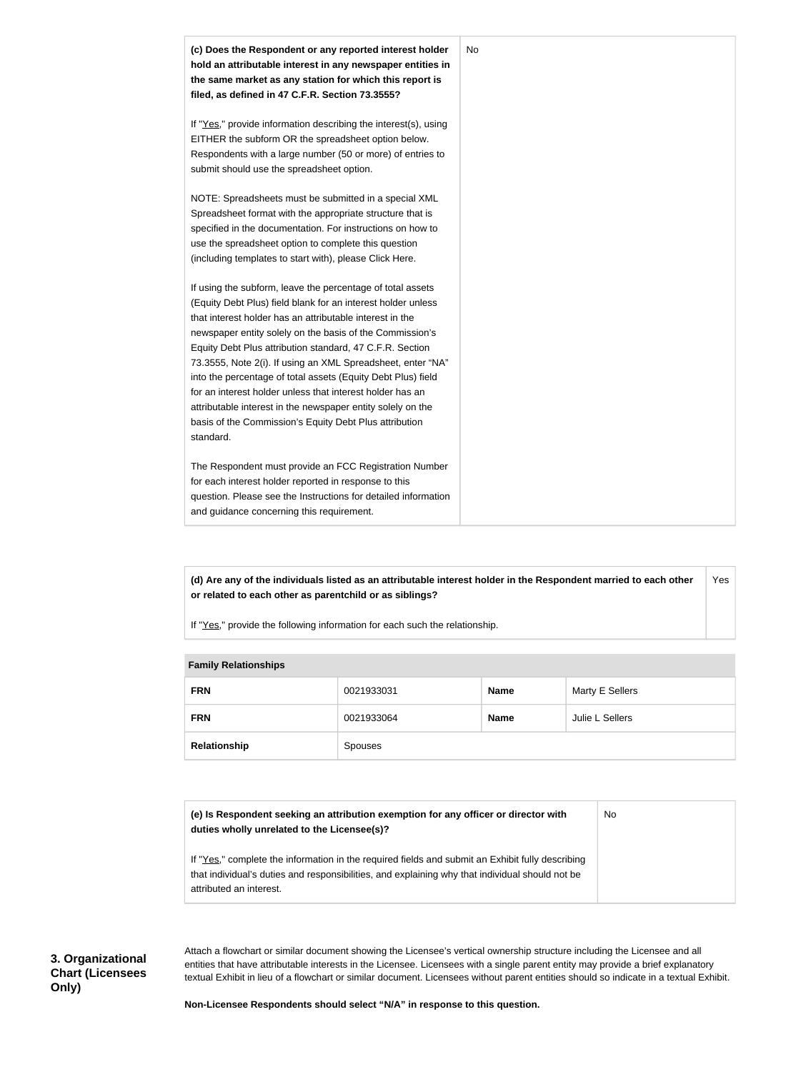| **(c) Does the Respondent or any reported interest holder hold an attributable interest in any newspaper entities in the same market as any station for which this report is filed, as defined in 47 C.F.R. Section 73.3555?**<br><br>If "Yes," provide information describing the interest(s), using EITHER the subform OR the spreadsheet option below. Respondents with a large number (50 or more) of entries to submit should use the spreadsheet option.<br><br>NOTE: Spreadsheets must be submitted in a special XML Spreadsheet format with the appropriate structure that is specified in the documentation. For instructions on how to use the spreadsheet option to complete this question (including templates to start with), please Click Here.<br><br>If using the subform, leave the percentage of total assets (Equity Debt Plus) field blank for an interest holder unless that interest holder has an attributable interest in the newspaper entity solely on the basis of the Commission's Equity Debt Plus attribution standard, 47 C.F.R. Section 73.3555, Note 2(i). If using an XML Spreadsheet, enter "NA" into the percentage of total assets (Equity Debt Plus) field for an interest holder unless that interest holder has an attributable interest in the newspaper entity solely on the basis of the Commission's Equity Debt Plus attribution standard.<br><br>The Respondent must provide an FCC Registration Number for each interest holder reported in response to this question. Please see the Instructions for detailed information and guidance concerning this requirement. | No |
|---|---|

| **(d) Are any of the individuals listed as an attributable interest holder in the Respondent married to each other or related to each other as parentchild or as siblings?**<br><br>If "Yes," provide the following information for each such the relationship. | Yes |
|---|---|

| **Family Relationships** | | | |
|---|---|---|---|
| **FRN** | 0021933031 | **Name** | Marty E Sellers |
| **FRN** | 0021933064 | **Name** | Julie L Sellers |
| **Relationship** | Spouses | | |

| **(e) Is Respondent seeking an attribution exemption for any officer or director with duties wholly unrelated to the Licensee(s)?**<br><br>If "Yes," complete the information in the required fields and submit an Exhibit fully describing that individual's duties and responsibilities, and explaining why that individual should not be attributed an interest. | No |
|---|---|

**3. Organizational Chart (Licensees Only)**

Attach a flowchart or similar document showing the Licensee's vertical ownership structure including the Licensee and all entities that have attributable interests in the Licensee. Licensees with a single parent entity may provide a brief explanatory textual Exhibit in lieu of a flowchart or similar document. Licensees without parent entities should so indicate in a textual Exhibit.

**Non-Licensee Respondents should select "N/A" in response to this question.**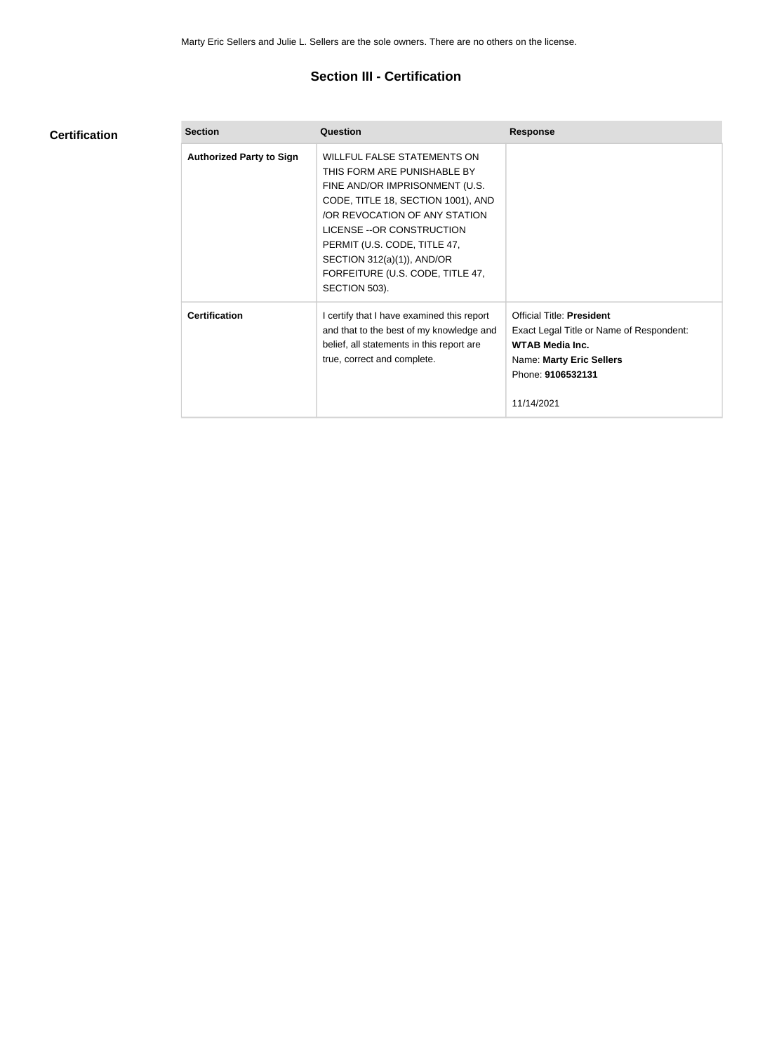Marty Eric Sellers and Julie L. Sellers are the sole owners. There are no others on the license.

## Section III - Certification

**Certification**

| Section | Question | Response |
|---|---|---|
| **Authorized Party to Sign** | WILLFUL FALSE STATEMENTS ON THIS FORM ARE PUNISHABLE BY FINE AND/OR IMPRISONMENT (U.S. CODE, TITLE 18, SECTION 1001), AND /OR REVOCATION OF ANY STATION LICENSE --OR CONSTRUCTION PERMIT (U.S. CODE, TITLE 47, SECTION 312(a)(1)), AND/OR FORFEITURE (U.S. CODE, TITLE 47, SECTION 503). | |
| **Certification** | I certify that I have examined this report and that to the best of my knowledge and belief, all statements in this report are true, correct and complete. | Official Title: **President**<br>Exact Legal Title or Name of Respondent: **WTAB Media Inc.**<br>Name: **Marty Eric Sellers**<br>Phone: **9106532131**<br><br>11/14/2021 |